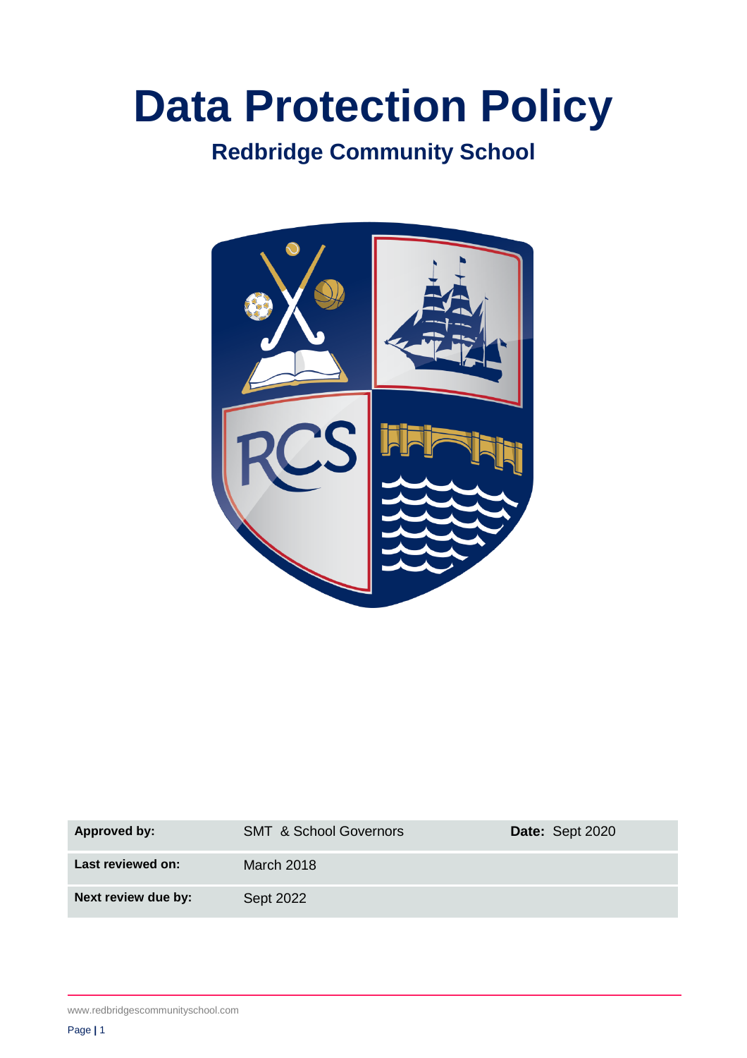# Data Protection Policy

## Redbridge Community School

| Approved by: | SMT & School Governors | Date: Sept 2020 |
| --- | --- | --- |
| Last reviewed on: | March 2018 | |
| Next review due by: | Sept 2022 | |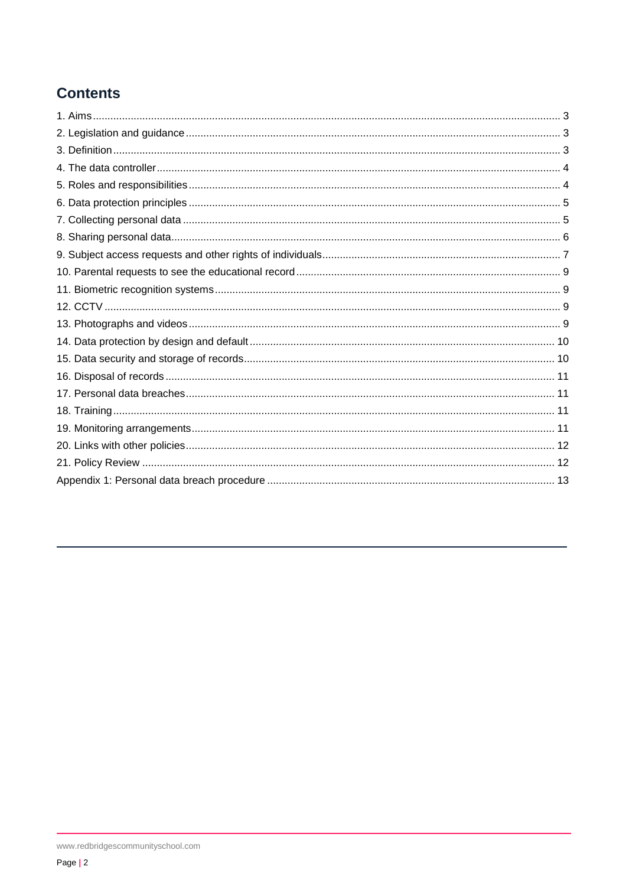## Contents

1. Aims ... 3
2. Legislation and guidance ... 3
3. Definition ... 3
4. The data controller ... 4
5. Roles and responsibilities ... 4
6. Data protection principles ... 5
7. Collecting personal data ... 5
8. Sharing personal data ... 6
9. Subject access requests and other rights of individuals ... 7
10. Parental requests to see the educational record ... 9
11. Biometric recognition systems ... 9
12. CCTV ... 9
13. Photographs and videos ... 9
14. Data protection by design and default ... 10
15. Data security and storage of records ... 10
16. Disposal of records ... 11
17. Personal data breaches ... 11
18. Training ... 11
19. Monitoring arrangements ... 11
20. Links with other policies ... 12
21. Policy Review ... 12

Appendix 1: Personal data breach procedure ... 13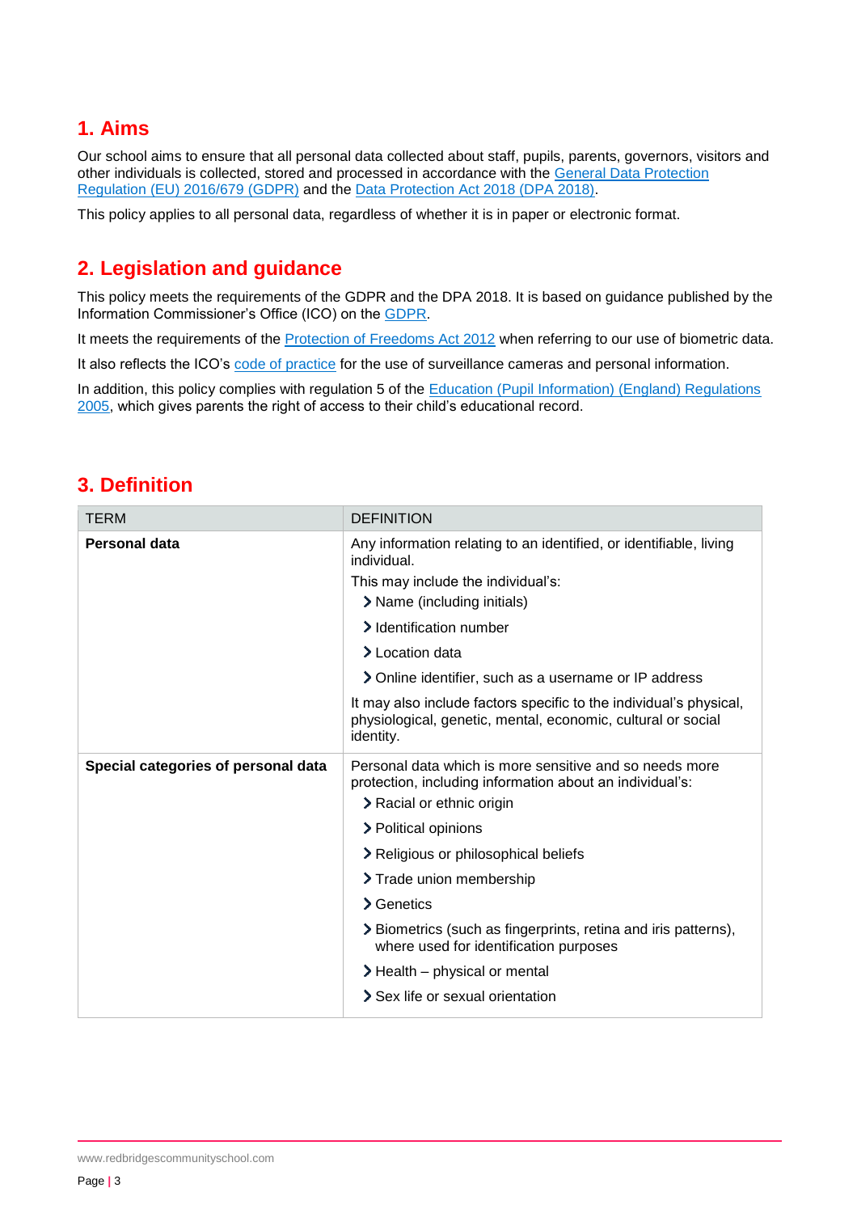## 1. Aims

Our school aims to ensure that all personal data collected about staff, pupils, parents, governors, visitors and other individuals is collected, stored and processed in accordance with the General Data Protection Regulation (EU) 2016/679 (GDPR) and the Data Protection Act 2018 (DPA 2018).

This policy applies to all personal data, regardless of whether it is in paper or electronic format.

## 2. Legislation and guidance

This policy meets the requirements of the GDPR and the DPA 2018. It is based on guidance published by the Information Commissioner's Office (ICO) on the GDPR.

It meets the requirements of the Protection of Freedoms Act 2012 when referring to our use of biometric data.

It also reflects the ICO's code of practice for the use of surveillance cameras and personal information.

In addition, this policy complies with regulation 5 of the Education (Pupil Information) (England) Regulations 2005, which gives parents the right of access to their child's educational record.

## 3. Definition

| TERM | DEFINITION |
|---|---|
| **Personal data** | Any information relating to an identified, or identifiable, living individual.<br>This may include the individual's:<br>› Name (including initials)<br>› Identification number<br>› Location data<br>› Online identifier, such as a username or IP address<br>It may also include factors specific to the individual's physical, physiological, genetic, mental, economic, cultural or social identity. |
| **Special categories of personal data** | Personal data which is more sensitive and so needs more protection, including information about an individual's:<br>› Racial or ethnic origin<br>› Political opinions<br>› Religious or philosophical beliefs<br>› Trade union membership<br>› Genetics<br>› Biometrics (such as fingerprints, retina and iris patterns), where used for identification purposes<br>› Health – physical or mental<br>› Sex life or sexual orientation |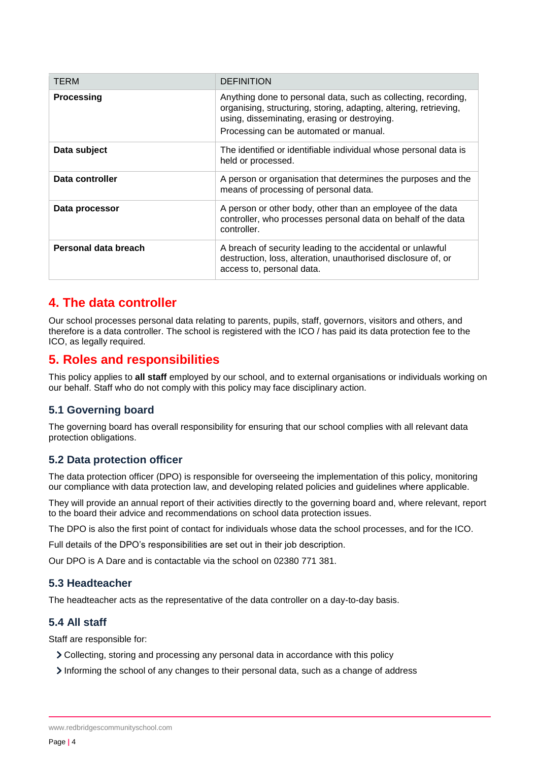| TERM | DEFINITION |
|---|---|
| **Processing** | Anything done to personal data, such as collecting, recording, organising, structuring, storing, adapting, altering, retrieving, using, disseminating, erasing or destroying.<br>Processing can be automated or manual. |
| **Data subject** | The identified or identifiable individual whose personal data is held or processed. |
| **Data controller** | A person or organisation that determines the purposes and the means of processing of personal data. |
| **Data processor** | A person or other body, other than an employee of the data controller, who processes personal data on behalf of the data controller. |
| **Personal data breach** | A breach of security leading to the accidental or unlawful destruction, loss, alteration, unauthorised disclosure of, or access to, personal data. |

## 4. The data controller

Our school processes personal data relating to parents, pupils, staff, governors, visitors and others, and therefore is a data controller. The school is registered with the ICO / has paid its data protection fee to the ICO, as legally required.

## 5. Roles and responsibilities

This policy applies to **all staff** employed by our school, and to external organisations or individuals working on our behalf. Staff who do not comply with this policy may face disciplinary action.

### 5.1 Governing board

The governing board has overall responsibility for ensuring that our school complies with all relevant data protection obligations.

### 5.2 Data protection officer

The data protection officer (DPO) is responsible for overseeing the implementation of this policy, monitoring our compliance with data protection law, and developing related policies and guidelines where applicable.

They will provide an annual report of their activities directly to the governing board and, where relevant, report to the board their advice and recommendations on school data protection issues.

The DPO is also the first point of contact for individuals whose data the school processes, and for the ICO.

Full details of the DPO's responsibilities are set out in their job description.

Our DPO is A Dare and is contactable via the school on 02380 771 381.

### 5.3 Headteacher

The headteacher acts as the representative of the data controller on a day-to-day basis.

### 5.4 All staff

Staff are responsible for:

- Collecting, storing and processing any personal data in accordance with this policy
- Informing the school of any changes to their personal data, such as a change of address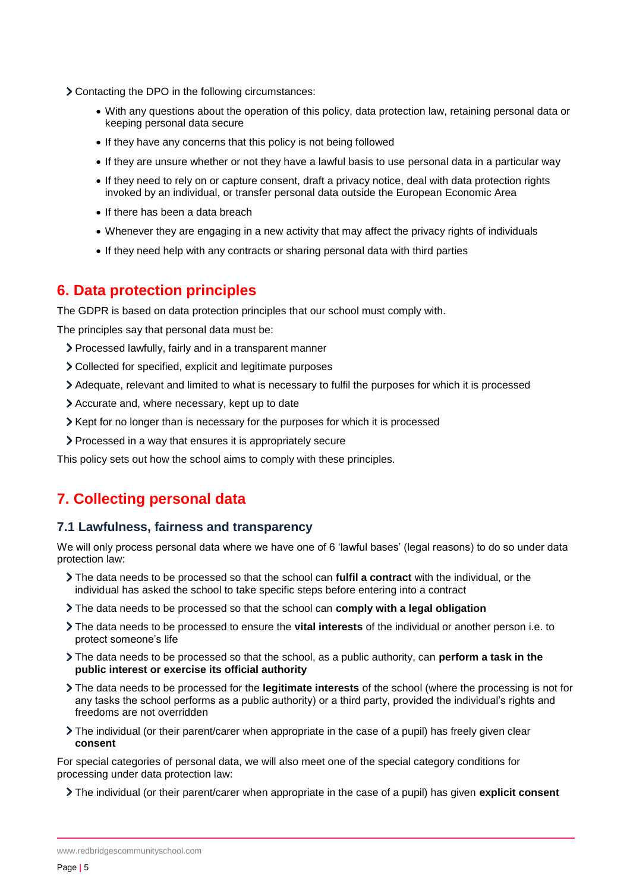- Contacting the DPO in the following circumstances:
    - With any questions about the operation of this policy, data protection law, retaining personal data or keeping personal data secure
    - If they have any concerns that this policy is not being followed
    - If they are unsure whether or not they have a lawful basis to use personal data in a particular way
    - If they need to rely on or capture consent, draft a privacy notice, deal with data protection rights invoked by an individual, or transfer personal data outside the European Economic Area
    - If there has been a data breach
    - Whenever they are engaging in a new activity that may affect the privacy rights of individuals
    - If they need help with any contracts or sharing personal data with third parties

## 6. Data protection principles

The GDPR is based on data protection principles that our school must comply with.

The principles say that personal data must be:

- Processed lawfully, fairly and in a transparent manner
- Collected for specified, explicit and legitimate purposes
- Adequate, relevant and limited to what is necessary to fulfil the purposes for which it is processed
- Accurate and, where necessary, kept up to date
- Kept for no longer than is necessary for the purposes for which it is processed
- Processed in a way that ensures it is appropriately secure

This policy sets out how the school aims to comply with these principles.

## 7. Collecting personal data

### 7.1 Lawfulness, fairness and transparency

We will only process personal data where we have one of 6 'lawful bases' (legal reasons) to do so under data protection law:

- The data needs to be processed so that the school can **fulfil a contract** with the individual, or the individual has asked the school to take specific steps before entering into a contract
- The data needs to be processed so that the school can **comply with a legal obligation**
- The data needs to be processed to ensure the **vital interests** of the individual or another person i.e. to protect someone's life
- The data needs to be processed so that the school, as a public authority, can **perform a task in the public interest or exercise its official authority**
- The data needs to be processed for the **legitimate interests** of the school (where the processing is not for any tasks the school performs as a public authority) or a third party, provided the individual's rights and freedoms are not overridden
- The individual (or their parent/carer when appropriate in the case of a pupil) has freely given clear **consent**

For special categories of personal data, we will also meet one of the special category conditions for processing under data protection law:

- The individual (or their parent/carer when appropriate in the case of a pupil) has given **explicit consent**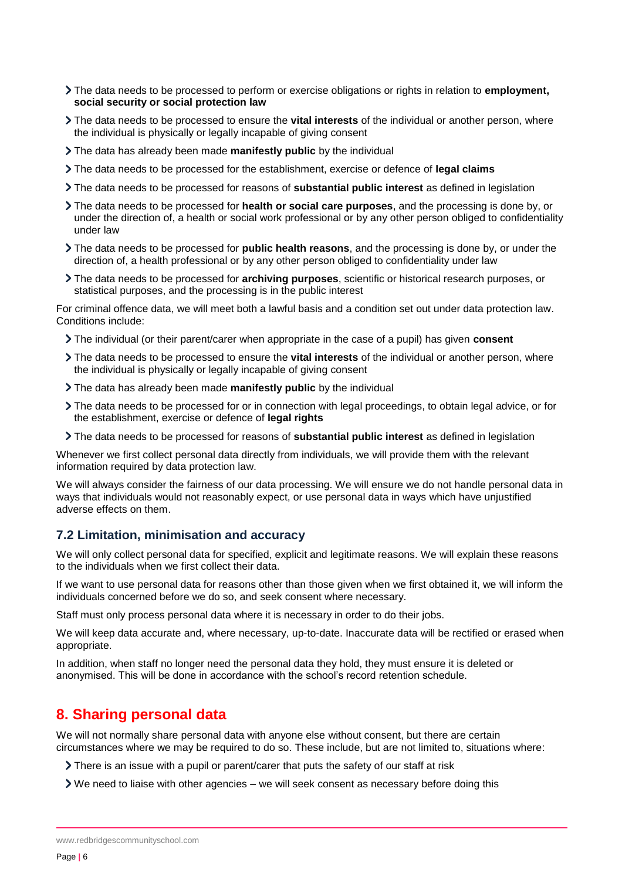- The data needs to be processed to perform or exercise obligations or rights in relation to **employment, social security or social protection law**
- The data needs to be processed to ensure the **vital interests** of the individual or another person, where the individual is physically or legally incapable of giving consent
- The data has already been made **manifestly public** by the individual
- The data needs to be processed for the establishment, exercise or defence of **legal claims**
- The data needs to be processed for reasons of **substantial public interest** as defined in legislation
- The data needs to be processed for **health or social care purposes**, and the processing is done by, or under the direction of, a health or social work professional or by any other person obliged to confidentiality under law
- The data needs to be processed for **public health reasons**, and the processing is done by, or under the direction of, a health professional or by any other person obliged to confidentiality under law
- The data needs to be processed for **archiving purposes**, scientific or historical research purposes, or statistical purposes, and the processing is in the public interest

For criminal offence data, we will meet both a lawful basis and a condition set out under data protection law. Conditions include:

- The individual (or their parent/carer when appropriate in the case of a pupil) has given **consent**
- The data needs to be processed to ensure the **vital interests** of the individual or another person, where the individual is physically or legally incapable of giving consent
- The data has already been made **manifestly public** by the individual
- The data needs to be processed for or in connection with legal proceedings, to obtain legal advice, or for the establishment, exercise or defence of **legal rights**
- The data needs to be processed for reasons of **substantial public interest** as defined in legislation

Whenever we first collect personal data directly from individuals, we will provide them with the relevant information required by data protection law.

We will always consider the fairness of our data processing. We will ensure we do not handle personal data in ways that individuals would not reasonably expect, or use personal data in ways which have unjustified adverse effects on them.

### 7.2 Limitation, minimisation and accuracy

We will only collect personal data for specified, explicit and legitimate reasons. We will explain these reasons to the individuals when we first collect their data.

If we want to use personal data for reasons other than those given when we first obtained it, we will inform the individuals concerned before we do so, and seek consent where necessary.

Staff must only process personal data where it is necessary in order to do their jobs.

We will keep data accurate and, where necessary, up-to-date. Inaccurate data will be rectified or erased when appropriate.

In addition, when staff no longer need the personal data they hold, they must ensure it is deleted or anonymised. This will be done in accordance with the school's record retention schedule.

## 8. Sharing personal data

We will not normally share personal data with anyone else without consent, but there are certain circumstances where we may be required to do so. These include, but are not limited to, situations where:

- There is an issue with a pupil or parent/carer that puts the safety of our staff at risk
- We need to liaise with other agencies – we will seek consent as necessary before doing this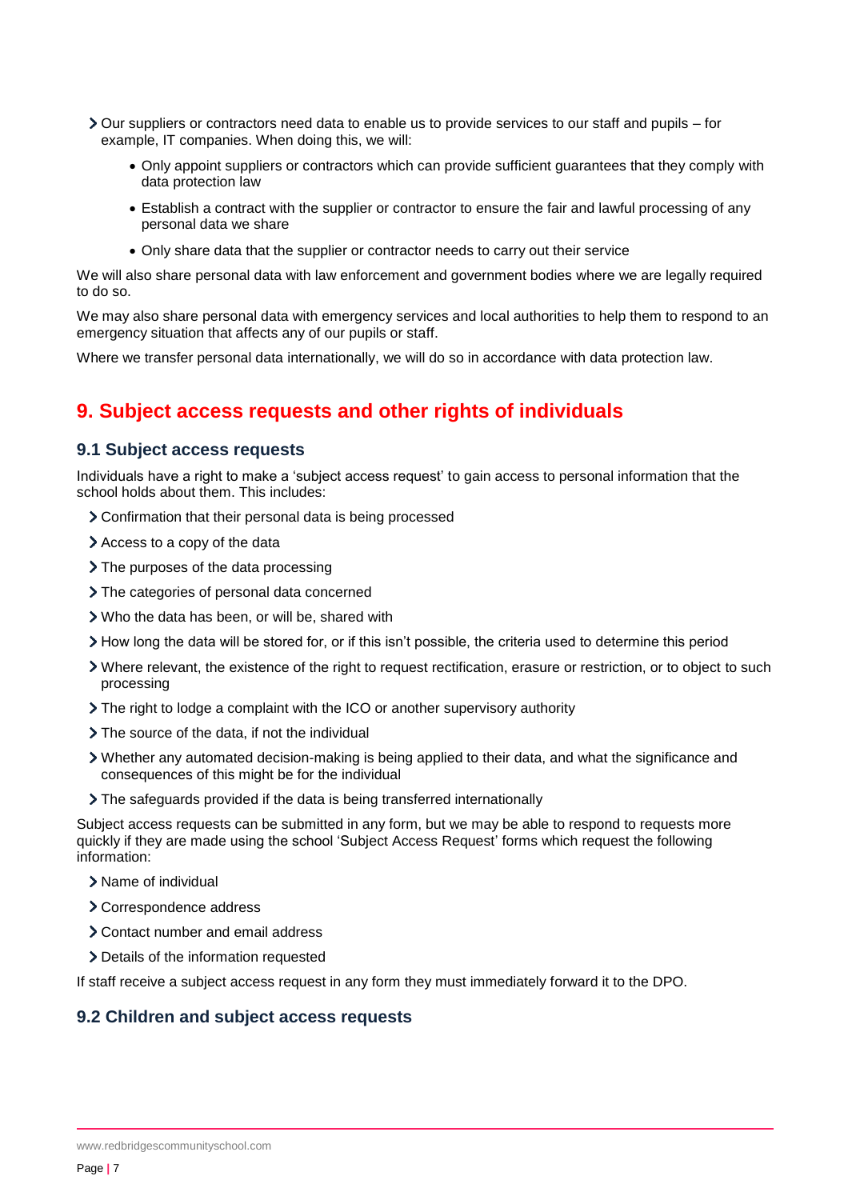- Our suppliers or contractors need data to enable us to provide services to our staff and pupils – for example, IT companies. When doing this, we will:
    - Only appoint suppliers or contractors which can provide sufficient guarantees that they comply with data protection law
    - Establish a contract with the supplier or contractor to ensure the fair and lawful processing of any personal data we share
    - Only share data that the supplier or contractor needs to carry out their service

We will also share personal data with law enforcement and government bodies where we are legally required to do so.

We may also share personal data with emergency services and local authorities to help them to respond to an emergency situation that affects any of our pupils or staff.

Where we transfer personal data internationally, we will do so in accordance with data protection law.

## 9. Subject access requests and other rights of individuals

### 9.1 Subject access requests

Individuals have a right to make a 'subject access request' to gain access to personal information that the school holds about them. This includes:

- Confirmation that their personal data is being processed
- Access to a copy of the data
- The purposes of the data processing
- The categories of personal data concerned
- Who the data has been, or will be, shared with
- How long the data will be stored for, or if this isn't possible, the criteria used to determine this period
- Where relevant, the existence of the right to request rectification, erasure or restriction, or to object to such processing
- The right to lodge a complaint with the ICO or another supervisory authority
- The source of the data, if not the individual
- Whether any automated decision-making is being applied to their data, and what the significance and consequences of this might be for the individual
- The safeguards provided if the data is being transferred internationally

Subject access requests can be submitted in any form, but we may be able to respond to requests more quickly if they are made using the school 'Subject Access Request' forms which request the following information:

- Name of individual
- Correspondence address
- Contact number and email address
- Details of the information requested

If staff receive a subject access request in any form they must immediately forward it to the DPO.

### 9.2 Children and subject access requests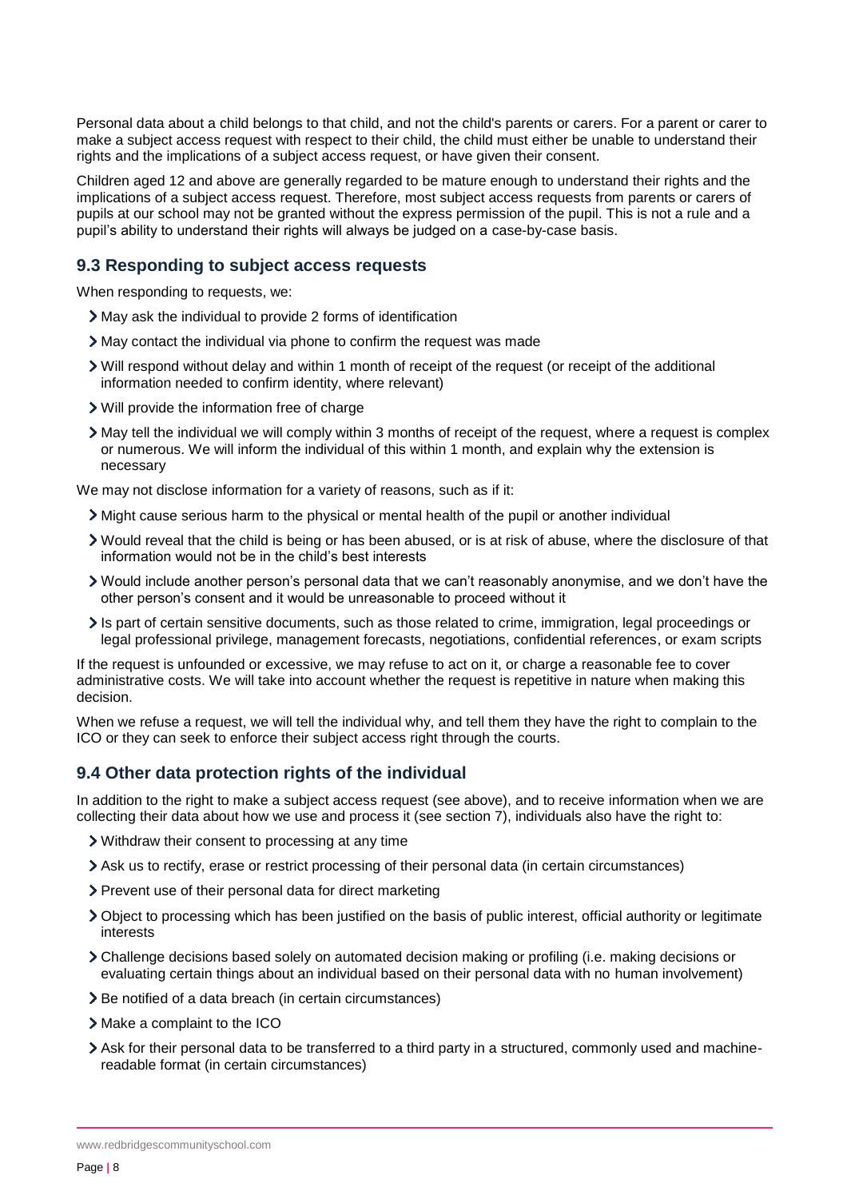Personal data about a child belongs to that child, and not the child's parents or carers. For a parent or carer to make a subject access request with respect to their child, the child must either be unable to understand their rights and the implications of a subject access request, or have given their consent.

Children aged 12 and above are generally regarded to be mature enough to understand their rights and the implications of a subject access request. Therefore, most subject access requests from parents or carers of pupils at our school may not be granted without the express permission of the pupil. This is not a rule and a pupil's ability to understand their rights will always be judged on a case-by-case basis.

### 9.3 Responding to subject access requests

When responding to requests, we:

- May ask the individual to provide 2 forms of identification
- May contact the individual via phone to confirm the request was made
- Will respond without delay and within 1 month of receipt of the request (or receipt of the additional information needed to confirm identity, where relevant)
- Will provide the information free of charge
- May tell the individual we will comply within 3 months of receipt of the request, where a request is complex or numerous. We will inform the individual of this within 1 month, and explain why the extension is necessary

We may not disclose information for a variety of reasons, such as if it:

- Might cause serious harm to the physical or mental health of the pupil or another individual
- Would reveal that the child is being or has been abused, or is at risk of abuse, where the disclosure of that information would not be in the child's best interests
- Would include another person's personal data that we can't reasonably anonymise, and we don't have the other person's consent and it would be unreasonable to proceed without it
- Is part of certain sensitive documents, such as those related to crime, immigration, legal proceedings or legal professional privilege, management forecasts, negotiations, confidential references, or exam scripts

If the request is unfounded or excessive, we may refuse to act on it, or charge a reasonable fee to cover administrative costs. We will take into account whether the request is repetitive in nature when making this decision.

When we refuse a request, we will tell the individual why, and tell them they have the right to complain to the ICO or they can seek to enforce their subject access right through the courts.

### 9.4 Other data protection rights of the individual

In addition to the right to make a subject access request (see above), and to receive information when we are collecting their data about how we use and process it (see section 7), individuals also have the right to:

- Withdraw their consent to processing at any time
- Ask us to rectify, erase or restrict processing of their personal data (in certain circumstances)
- Prevent use of their personal data for direct marketing
- Object to processing which has been justified on the basis of public interest, official authority or legitimate interests
- Challenge decisions based solely on automated decision making or profiling (i.e. making decisions or evaluating certain things about an individual based on their personal data with no human involvement)
- Be notified of a data breach (in certain circumstances)
- Make a complaint to the ICO
- Ask for their personal data to be transferred to a third party in a structured, commonly used and machine-readable format (in certain circumstances)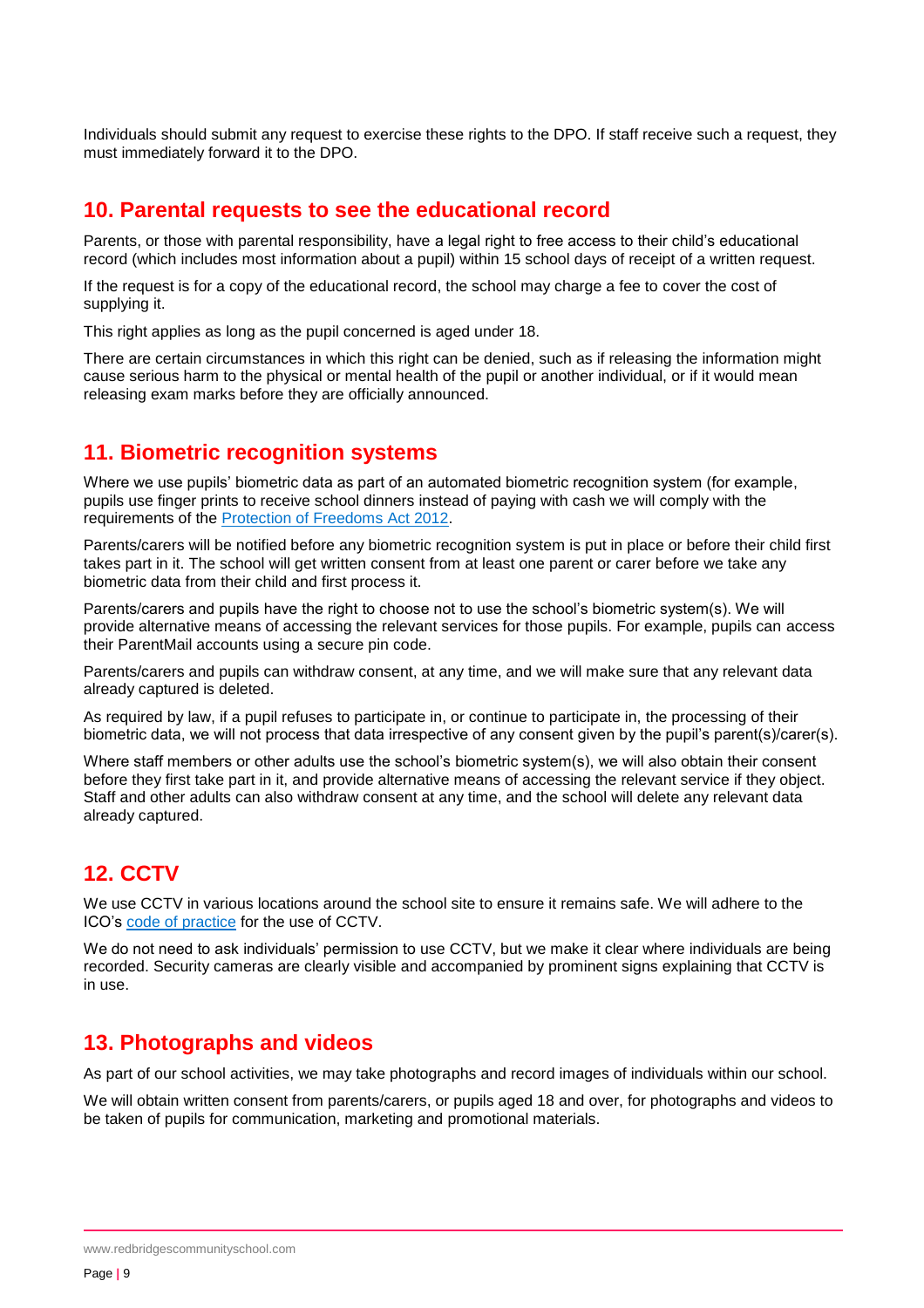Individuals should submit any request to exercise these rights to the DPO. If staff receive such a request, they must immediately forward it to the DPO.

## 10. Parental requests to see the educational record

Parents, or those with parental responsibility, have a legal right to free access to their child's educational record (which includes most information about a pupil) within 15 school days of receipt of a written request.

If the request is for a copy of the educational record, the school may charge a fee to cover the cost of supplying it.

This right applies as long as the pupil concerned is aged under 18.

There are certain circumstances in which this right can be denied, such as if releasing the information might cause serious harm to the physical or mental health of the pupil or another individual, or if it would mean releasing exam marks before they are officially announced.

## 11. Biometric recognition systems

Where we use pupils' biometric data as part of an automated biometric recognition system (for example, pupils use finger prints to receive school dinners instead of paying with cash we will comply with the requirements of the [Protection of Freedoms Act 2012](#).

Parents/carers will be notified before any biometric recognition system is put in place or before their child first takes part in it. The school will get written consent from at least one parent or carer before we take any biometric data from their child and first process it.

Parents/carers and pupils have the right to choose not to use the school's biometric system(s). We will provide alternative means of accessing the relevant services for those pupils. For example, pupils can access their ParentMail accounts using a secure pin code.

Parents/carers and pupils can withdraw consent, at any time, and we will make sure that any relevant data already captured is deleted.

As required by law, if a pupil refuses to participate in, or continue to participate in, the processing of their biometric data, we will not process that data irrespective of any consent given by the pupil's parent(s)/carer(s).

Where staff members or other adults use the school's biometric system(s), we will also obtain their consent before they first take part in it, and provide alternative means of accessing the relevant service if they object. Staff and other adults can also withdraw consent at any time, and the school will delete any relevant data already captured.

## 12. CCTV

We use CCTV in various locations around the school site to ensure it remains safe. We will adhere to the ICO's [code of practice](#) for the use of CCTV.

We do not need to ask individuals' permission to use CCTV, but we make it clear where individuals are being recorded. Security cameras are clearly visible and accompanied by prominent signs explaining that CCTV is in use.

## 13. Photographs and videos

As part of our school activities, we may take photographs and record images of individuals within our school.

We will obtain written consent from parents/carers, or pupils aged 18 and over, for photographs and videos to be taken of pupils for communication, marketing and promotional materials.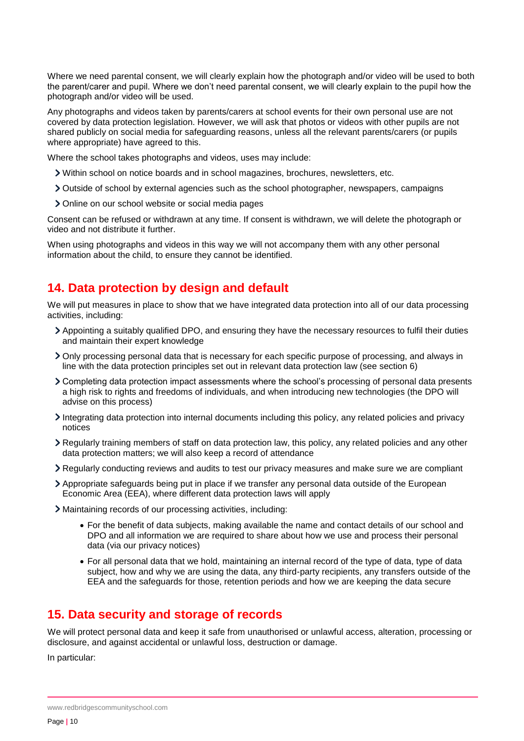Where we need parental consent, we will clearly explain how the photograph and/or video will be used to both the parent/carer and pupil. Where we don't need parental consent, we will clearly explain to the pupil how the photograph and/or video will be used.

Any photographs and videos taken by parents/carers at school events for their own personal use are not covered by data protection legislation. However, we will ask that photos or videos with other pupils are not shared publicly on social media for safeguarding reasons, unless all the relevant parents/carers (or pupils where appropriate) have agreed to this.

Where the school takes photographs and videos, uses may include:

- Within school on notice boards and in school magazines, brochures, newsletters, etc.
- Outside of school by external agencies such as the school photographer, newspapers, campaigns
- Online on our school website or social media pages

Consent can be refused or withdrawn at any time. If consent is withdrawn, we will delete the photograph or video and not distribute it further.

When using photographs and videos in this way we will not accompany them with any other personal information about the child, to ensure they cannot be identified.

## 14. Data protection by design and default

We will put measures in place to show that we have integrated data protection into all of our data processing activities, including:

- Appointing a suitably qualified DPO, and ensuring they have the necessary resources to fulfil their duties and maintain their expert knowledge
- Only processing personal data that is necessary for each specific purpose of processing, and always in line with the data protection principles set out in relevant data protection law (see section 6)
- Completing data protection impact assessments where the school's processing of personal data presents a high risk to rights and freedoms of individuals, and when introducing new technologies (the DPO will advise on this process)
- Integrating data protection into internal documents including this policy, any related policies and privacy notices
- Regularly training members of staff on data protection law, this policy, any related policies and any other data protection matters; we will also keep a record of attendance
- Regularly conducting reviews and audits to test our privacy measures and make sure we are compliant
- Appropriate safeguards being put in place if we transfer any personal data outside of the European Economic Area (EEA), where different data protection laws will apply
- Maintaining records of our processing activities, including:
    - For the benefit of data subjects, making available the name and contact details of our school and DPO and all information we are required to share about how we use and process their personal data (via our privacy notices)
    - For all personal data that we hold, maintaining an internal record of the type of data, type of data subject, how and why we are using the data, any third-party recipients, any transfers outside of the EEA and the safeguards for those, retention periods and how we are keeping the data secure

## 15. Data security and storage of records

We will protect personal data and keep it safe from unauthorised or unlawful access, alteration, processing or disclosure, and against accidental or unlawful loss, destruction or damage.

In particular: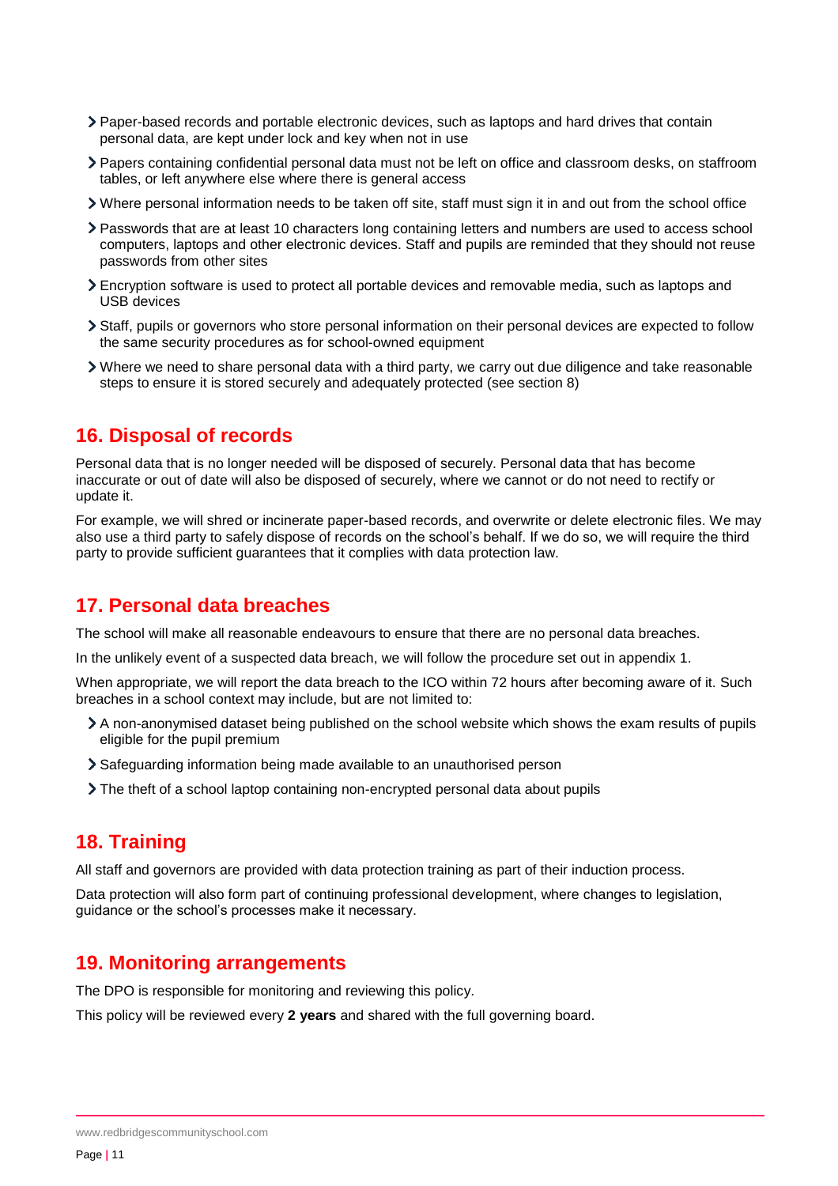- Paper-based records and portable electronic devices, such as laptops and hard drives that contain personal data, are kept under lock and key when not in use
- Papers containing confidential personal data must not be left on office and classroom desks, on staffroom tables, or left anywhere else where there is general access
- Where personal information needs to be taken off site, staff must sign it in and out from the school office
- Passwords that are at least 10 characters long containing letters and numbers are used to access school computers, laptops and other electronic devices. Staff and pupils are reminded that they should not reuse passwords from other sites
- Encryption software is used to protect all portable devices and removable media, such as laptops and USB devices
- Staff, pupils or governors who store personal information on their personal devices are expected to follow the same security procedures as for school-owned equipment
- Where we need to share personal data with a third party, we carry out due diligence and take reasonable steps to ensure it is stored securely and adequately protected (see section 8)

## 16. Disposal of records

Personal data that is no longer needed will be disposed of securely. Personal data that has become inaccurate or out of date will also be disposed of securely, where we cannot or do not need to rectify or update it.

For example, we will shred or incinerate paper-based records, and overwrite or delete electronic files. We may also use a third party to safely dispose of records on the school's behalf. If we do so, we will require the third party to provide sufficient guarantees that it complies with data protection law.

## 17. Personal data breaches

The school will make all reasonable endeavours to ensure that there are no personal data breaches.

In the unlikely event of a suspected data breach, we will follow the procedure set out in appendix 1.

When appropriate, we will report the data breach to the ICO within 72 hours after becoming aware of it. Such breaches in a school context may include, but are not limited to:

- A non-anonymised dataset being published on the school website which shows the exam results of pupils eligible for the pupil premium
- Safeguarding information being made available to an unauthorised person
- The theft of a school laptop containing non-encrypted personal data about pupils

## 18. Training

All staff and governors are provided with data protection training as part of their induction process.

Data protection will also form part of continuing professional development, where changes to legislation, guidance or the school's processes make it necessary.

## 19. Monitoring arrangements

The DPO is responsible for monitoring and reviewing this policy.

This policy will be reviewed every **2 years** and shared with the full governing board.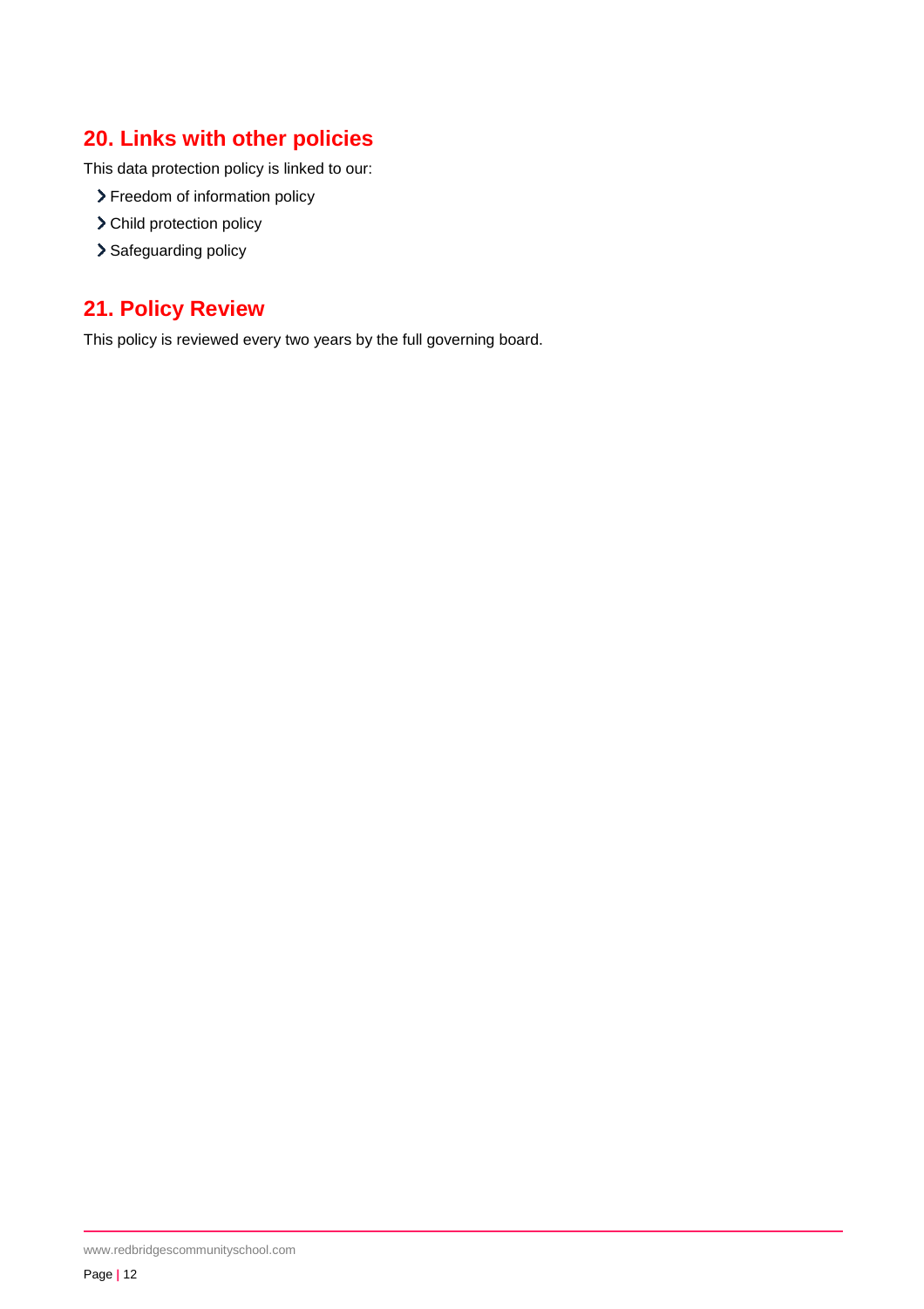## 20. Links with other policies

This data protection policy is linked to our:

- Freedom of information policy
- Child protection policy
- Safeguarding policy

## 21. Policy Review

This policy is reviewed every two years by the full governing board.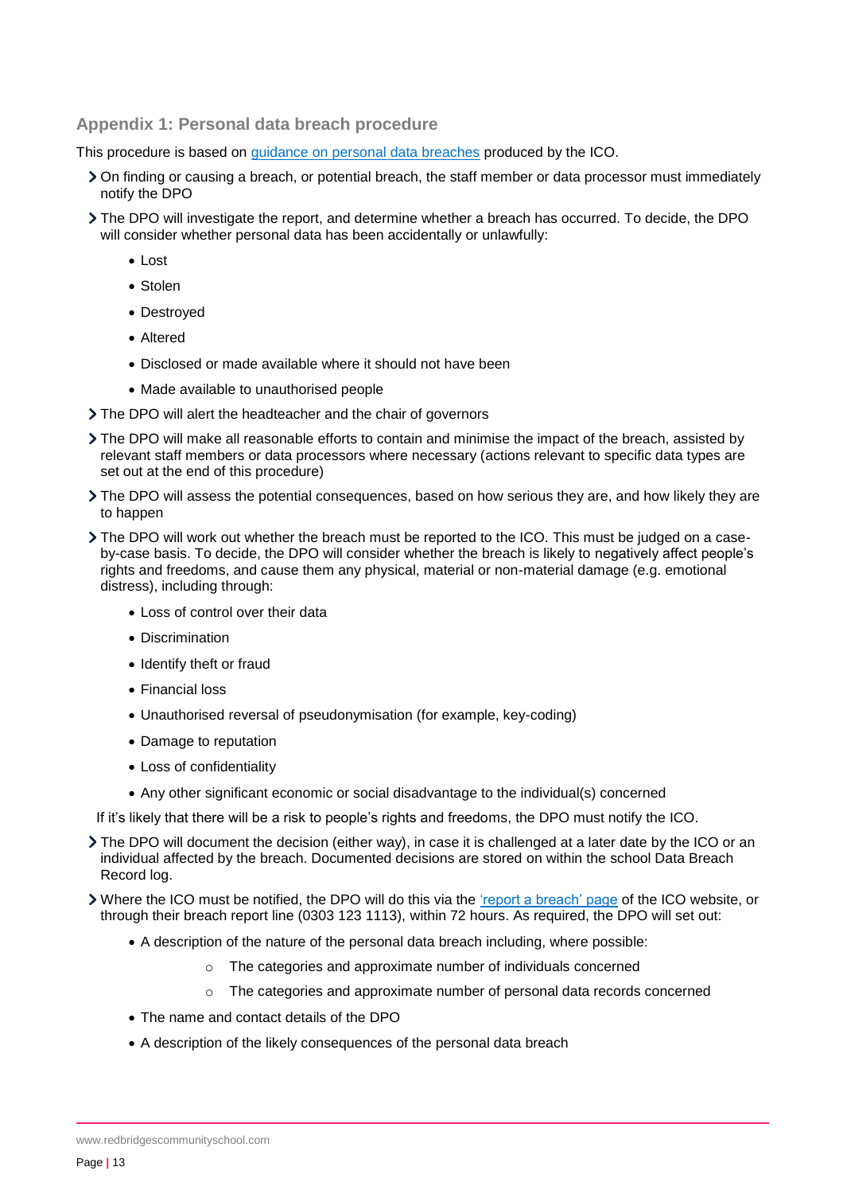## Appendix 1: Personal data breach procedure

This procedure is based on [guidance on personal data breaches](#) produced by the ICO.

- On finding or causing a breach, or potential breach, the staff member or data processor must immediately notify the DPO
- The DPO will investigate the report, and determine whether a breach has occurred. To decide, the DPO will consider whether personal data has been accidentally or unlawfully:
  - Lost
  - Stolen
  - Destroyed
  - Altered
  - Disclosed or made available where it should not have been
  - Made available to unauthorised people
- The DPO will alert the headteacher and the chair of governors
- The DPO will make all reasonable efforts to contain and minimise the impact of the breach, assisted by relevant staff members or data processors where necessary (actions relevant to specific data types are set out at the end of this procedure)
- The DPO will assess the potential consequences, based on how serious they are, and how likely they are to happen
- The DPO will work out whether the breach must be reported to the ICO. This must be judged on a case-by-case basis. To decide, the DPO will consider whether the breach is likely to negatively affect people's rights and freedoms, and cause them any physical, material or non-material damage (e.g. emotional distress), including through:
  - Loss of control over their data
  - Discrimination
  - Identify theft or fraud
  - Financial loss
  - Unauthorised reversal of pseudonymisation (for example, key-coding)
  - Damage to reputation
  - Loss of confidentiality
  - Any other significant economic or social disadvantage to the individual(s) concerned

  If it's likely that there will be a risk to people's rights and freedoms, the DPO must notify the ICO.
- The DPO will document the decision (either way), in case it is challenged at a later date by the ICO or an individual affected by the breach. Documented decisions are stored on within the school Data Breach Record log.
- Where the ICO must be notified, the DPO will do this via the ['report a breach' page](#) of the ICO website, or through their breach report line (0303 123 1113), within 72 hours. As required, the DPO will set out:
  - A description of the nature of the personal data breach including, where possible:
    - The categories and approximate number of individuals concerned
    - The categories and approximate number of personal data records concerned
  - The name and contact details of the DPO
  - A description of the likely consequences of the personal data breach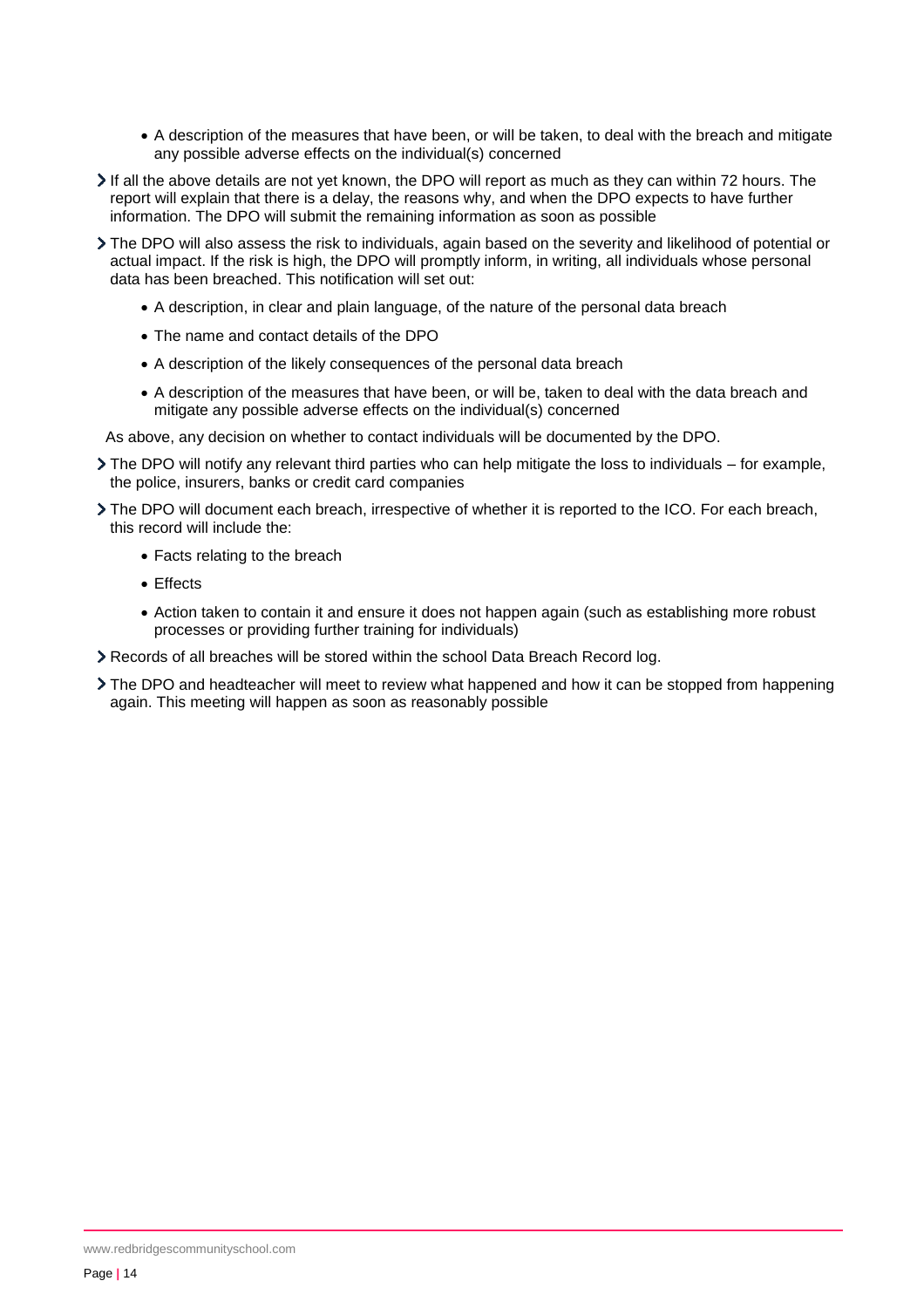- A description of the measures that have been, or will be taken, to deal with the breach and mitigate any possible adverse effects on the individual(s) concerned

- If all the above details are not yet known, the DPO will report as much as they can within 72 hours. The report will explain that there is a delay, the reasons why, and when the DPO expects to have further information. The DPO will submit the remaining information as soon as possible

- The DPO will also assess the risk to individuals, again based on the severity and likelihood of potential or actual impact. If the risk is high, the DPO will promptly inform, in writing, all individuals whose personal data has been breached. This notification will set out:

  - A description, in clear and plain language, of the nature of the personal data breach
  - The name and contact details of the DPO
  - A description of the likely consequences of the personal data breach
  - A description of the measures that have been, or will be, taken to deal with the data breach and mitigate any possible adverse effects on the individual(s) concerned

  As above, any decision on whether to contact individuals will be documented by the DPO.

- The DPO will notify any relevant third parties who can help mitigate the loss to individuals – for example, the police, insurers, banks or credit card companies

- The DPO will document each breach, irrespective of whether it is reported to the ICO. For each breach, this record will include the:

  - Facts relating to the breach
  - Effects
  - Action taken to contain it and ensure it does not happen again (such as establishing more robust processes or providing further training for individuals)

- Records of all breaches will be stored within the school Data Breach Record log.

- The DPO and headteacher will meet to review what happened and how it can be stopped from happening again. This meeting will happen as soon as reasonably possible